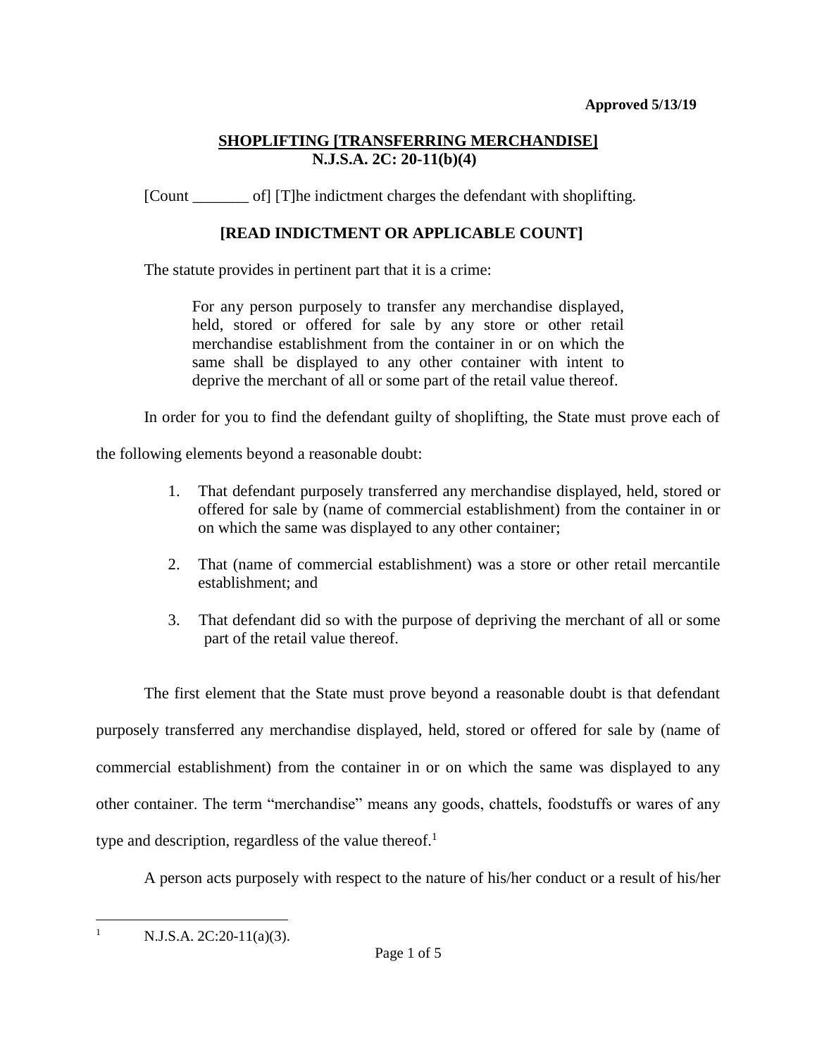**Approved 5/13/19**

# SHOPLIFTING [TRANSFERRING MERCHANDISE]
## N.J.S.A. 2C: 20-11(b)(4)

[Count _______ of] [T]he indictment charges the defendant with shoplifting.

**[READ INDICTMENT OR APPLICABLE COUNT]**

The statute provides in pertinent part that it is a crime:

> For any person purposely to transfer any merchandise displayed, held, stored or offered for sale by any store or other retail merchandise establishment from the container in or on which the same shall be displayed to any other container with intent to deprive the merchant of all or some part of the retail value thereof.

In order for you to find the defendant guilty of shoplifting, the State must prove each of the following elements beyond a reasonable doubt:

1. That defendant purposely transferred any merchandise displayed, held, stored or offered for sale by (name of commercial establishment) from the container in or on which the same was displayed to any other container;

2. That (name of commercial establishment) was a store or other retail mercantile establishment; and

3. That defendant did so with the purpose of depriving the merchant of all or some part of the retail value thereof.

The first element that the State must prove beyond a reasonable doubt is that defendant purposely transferred any merchandise displayed, held, stored or offered for sale by (name of commercial establishment) from the container in or on which the same was displayed to any other container. The term "merchandise" means any goods, chattels, foodstuffs or wares of any type and description, regardless of the value thereof.[1]

A person acts purposely with respect to the nature of his/her conduct or a result of his/her

---

[1] N.J.S.A. 2C:20-11(a)(3).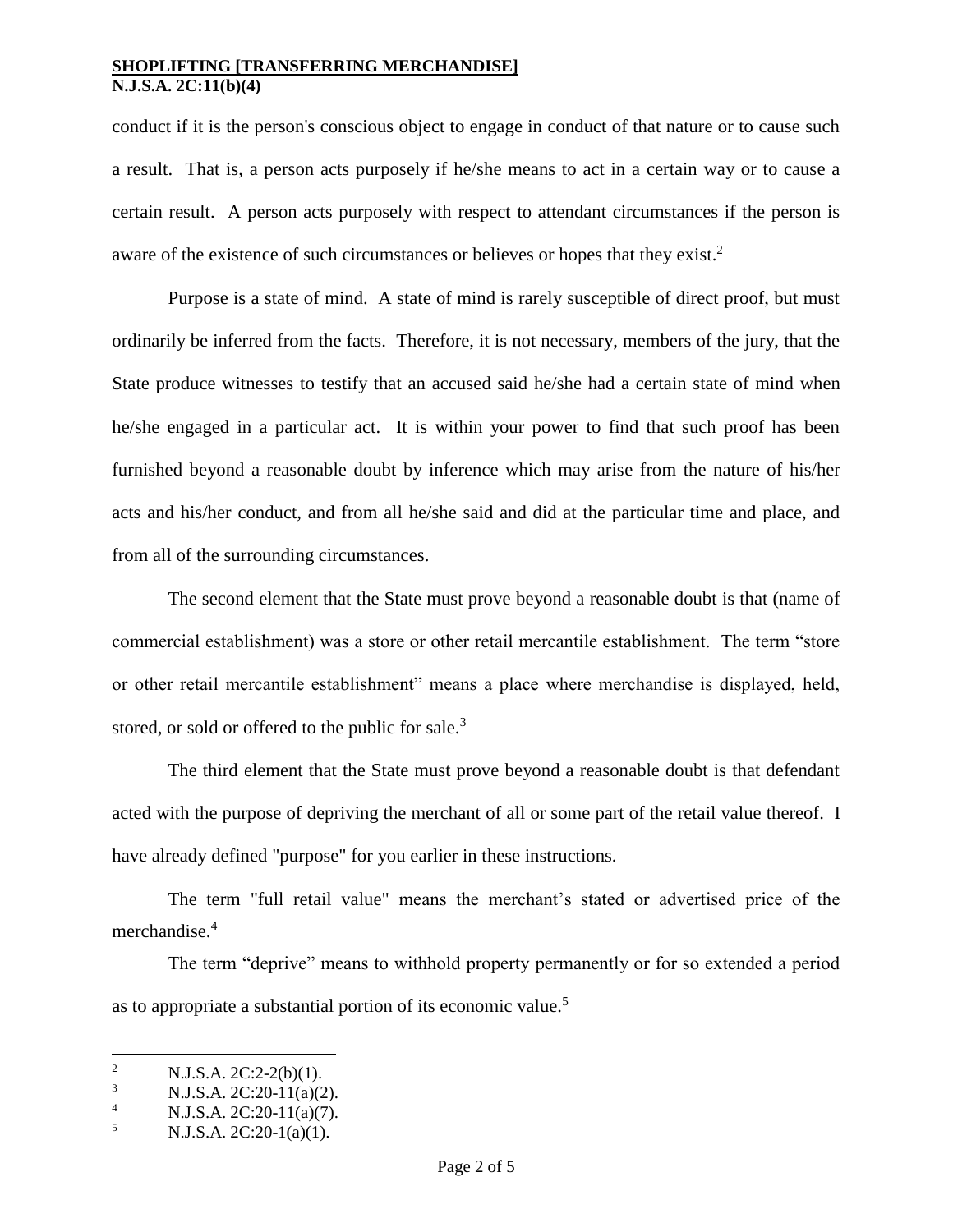conduct if it is the person's conscious object to engage in conduct of that nature or to cause such a result. That is, a person acts purposely if he/she means to act in a certain way or to cause a certain result. A person acts purposely with respect to attendant circumstances if the person is aware of the existence of such circumstances or believes or hopes that they exist.[2]

Purpose is a state of mind. A state of mind is rarely susceptible of direct proof, but must ordinarily be inferred from the facts. Therefore, it is not necessary, members of the jury, that the State produce witnesses to testify that an accused said he/she had a certain state of mind when he/she engaged in a particular act. It is within your power to find that such proof has been furnished beyond a reasonable doubt by inference which may arise from the nature of his/her acts and his/her conduct, and from all he/she said and did at the particular time and place, and from all of the surrounding circumstances.

The second element that the State must prove beyond a reasonable doubt is that (name of commercial establishment) was a store or other retail mercantile establishment. The term "store or other retail mercantile establishment" means a place where merchandise is displayed, held, stored, or sold or offered to the public for sale.[3]

The third element that the State must prove beyond a reasonable doubt is that defendant acted with the purpose of depriving the merchant of all or some part of the retail value thereof. I have already defined "purpose" for you earlier in these instructions.

The term "full retail value" means the merchant's stated or advertised price of the merchandise.[4]

The term "deprive" means to withhold property permanently or for so extended a period as to appropriate a substantial portion of its economic value.[5]

---

[2] N.J.S.A. 2C:2-2(b)(1).
[3] N.J.S.A. 2C:20-11(a)(2).
[4] N.J.S.A. 2C:20-11(a)(7).
[5] N.J.S.A. 2C:20-1(a)(1).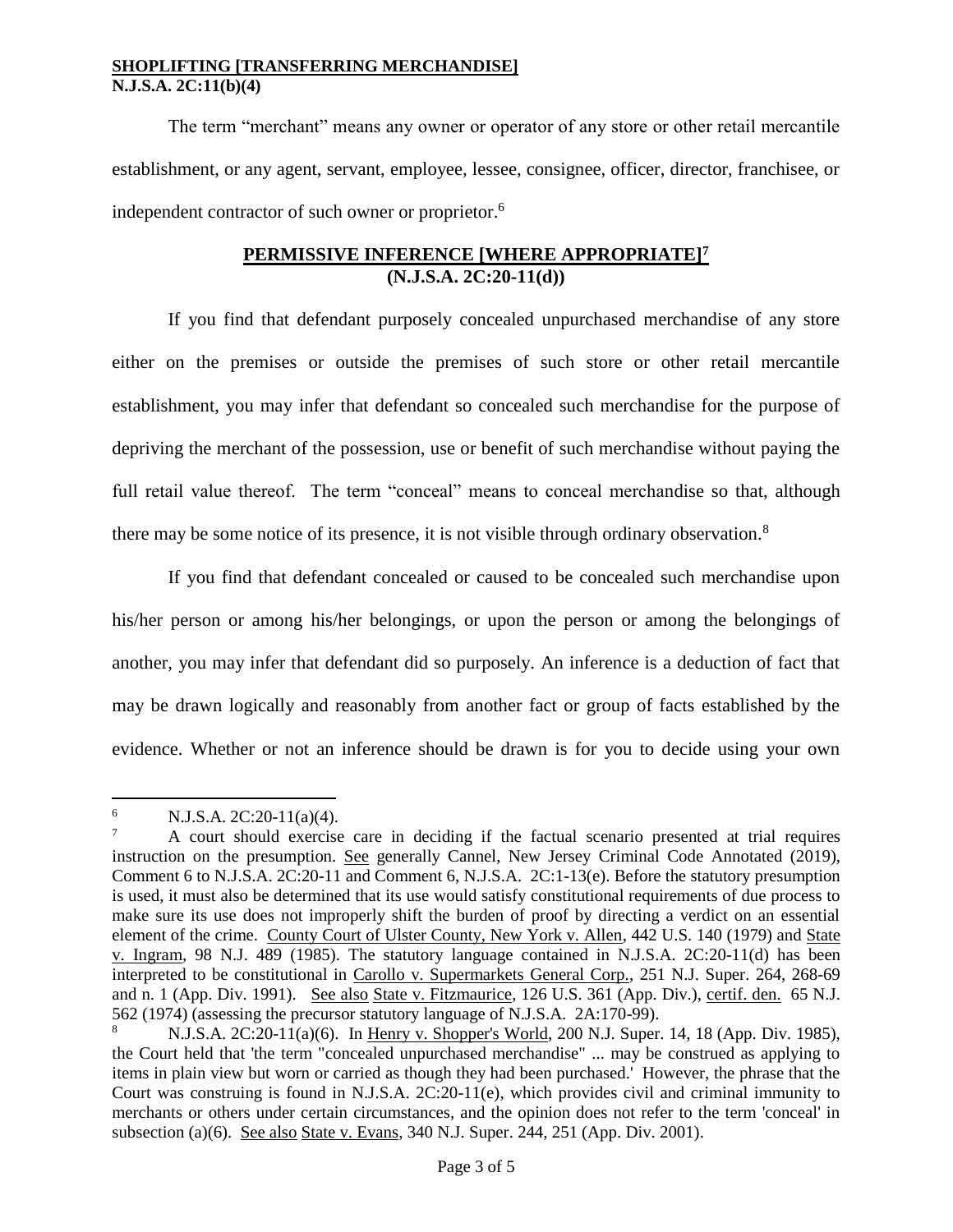The term "merchant" means any owner or operator of any store or other retail mercantile establishment, or any agent, servant, employee, lessee, consignee, officer, director, franchisee, or independent contractor of such owner or proprietor.[6]

## PERMISSIVE INFERENCE [WHERE APPROPRIATE][7]
## (N.J.S.A. 2C:20-11(d))

If you find that defendant purposely concealed unpurchased merchandise of any store either on the premises or outside the premises of such store or other retail mercantile establishment, you may infer that defendant so concealed such merchandise for the purpose of depriving the merchant of the possession, use or benefit of such merchandise without paying the full retail value thereof. The term "conceal" means to conceal merchandise so that, although there may be some notice of its presence, it is not visible through ordinary observation.[8]

If you find that defendant concealed or caused to be concealed such merchandise upon his/her person or among his/her belongings, or upon the person or among the belongings of another, you may infer that defendant did so purposely. An inference is a deduction of fact that may be drawn logically and reasonably from another fact or group of facts established by the evidence. Whether or not an inference should be drawn is for you to decide using your own

---

[6] N.J.S.A. 2C:20-11(a)(4).

[7] A court should exercise care in deciding if the factual scenario presented at trial requires instruction on the presumption. See generally Cannel, New Jersey Criminal Code Annotated (2019), Comment 6 to N.J.S.A. 2C:20-11 and Comment 6, N.J.S.A. 2C:1-13(e). Before the statutory presumption is used, it must also be determined that its use would satisfy constitutional requirements of due process to make sure its use does not improperly shift the burden of proof by directing a verdict on an essential element of the crime. County Court of Ulster County, New York v. Allen, 442 U.S. 140 (1979) and State v. Ingram, 98 N.J. 489 (1985). The statutory language contained in N.J.S.A. 2C:20-11(d) has been interpreted to be constitutional in Carollo v. Supermarkets General Corp., 251 N.J. Super. 264, 268-69 and n. 1 (App. Div. 1991). See also State v. Fitzmaurice, 126 U.S. 361 (App. Div.), certif. den. 65 N.J. 562 (1974) (assessing the precursor statutory language of N.J.S.A. 2A:170-99).

[8] N.J.S.A. 2C:20-11(a)(6). In Henry v. Shopper's World, 200 N.J. Super. 14, 18 (App. Div. 1985), the Court held that 'the term "concealed unpurchased merchandise" ... may be construed as applying to items in plain view but worn or carried as though they had been purchased.' However, the phrase that the Court was construing is found in N.J.S.A. 2C:20-11(e), which provides civil and criminal immunity to merchants or others under certain circumstances, and the opinion does not refer to the term 'conceal' in subsection (a)(6). See also State v. Evans, 340 N.J. Super. 244, 251 (App. Div. 2001).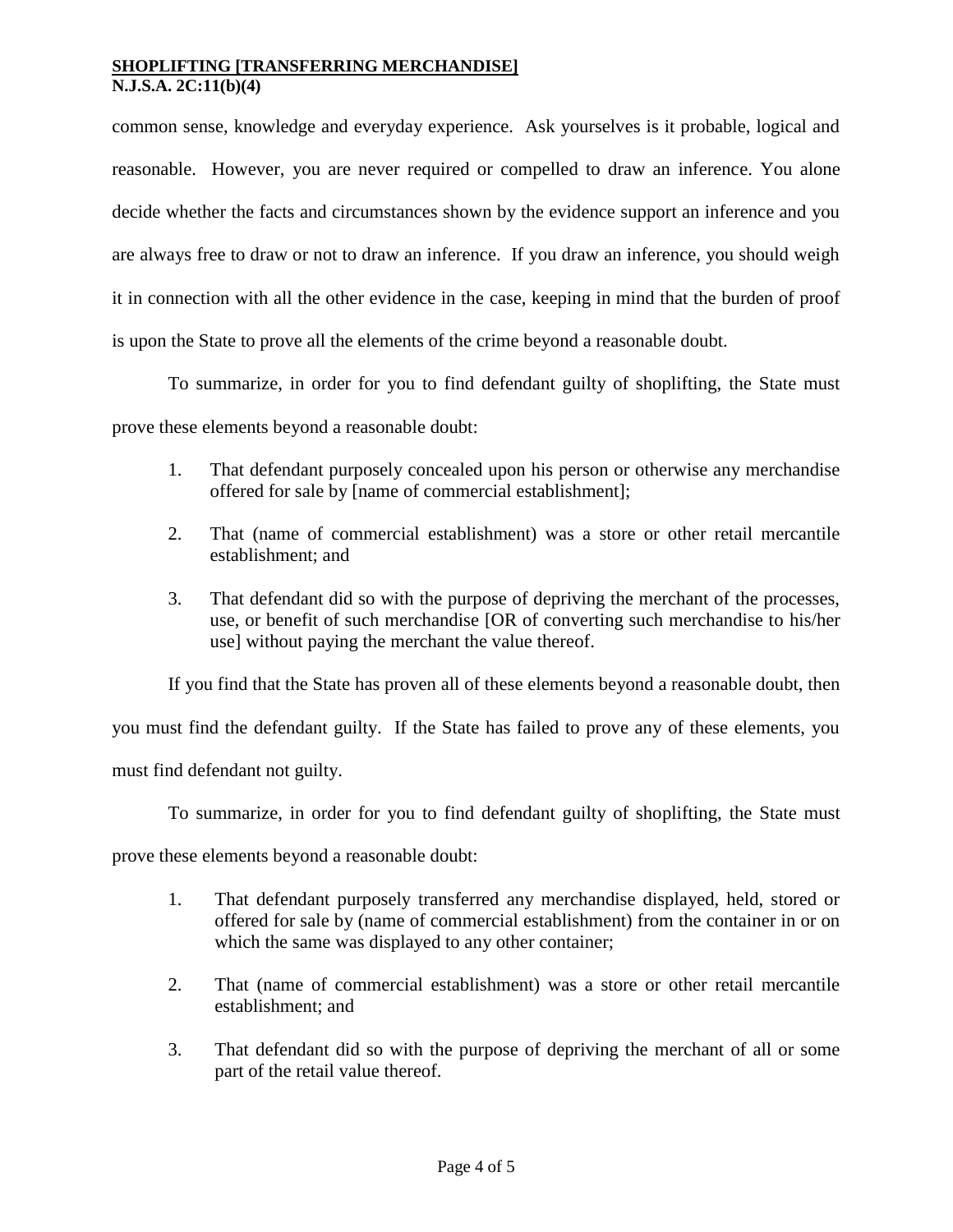common sense, knowledge and everyday experience. Ask yourselves is it probable, logical and reasonable. However, you are never required or compelled to draw an inference. You alone decide whether the facts and circumstances shown by the evidence support an inference and you are always free to draw or not to draw an inference. If you draw an inference, you should weigh it in connection with all the other evidence in the case, keeping in mind that the burden of proof is upon the State to prove all the elements of the crime beyond a reasonable doubt.

To summarize, in order for you to find defendant guilty of shoplifting, the State must prove these elements beyond a reasonable doubt:

1. That defendant purposely concealed upon his person or otherwise any merchandise offered for sale by [name of commercial establishment];
2. That (name of commercial establishment) was a store or other retail mercantile establishment; and
3. That defendant did so with the purpose of depriving the merchant of the processes, use, or benefit of such merchandise [OR of converting such merchandise to his/her use] without paying the merchant the value thereof.

If you find that the State has proven all of these elements beyond a reasonable doubt, then you must find the defendant guilty. If the State has failed to prove any of these elements, you must find defendant not guilty.

To summarize, in order for you to find defendant guilty of shoplifting, the State must prove these elements beyond a reasonable doubt:

1. That defendant purposely transferred any merchandise displayed, held, stored or offered for sale by (name of commercial establishment) from the container in or on which the same was displayed to any other container;
2. That (name of commercial establishment) was a store or other retail mercantile establishment; and
3. That defendant did so with the purpose of depriving the merchant of all or some part of the retail value thereof.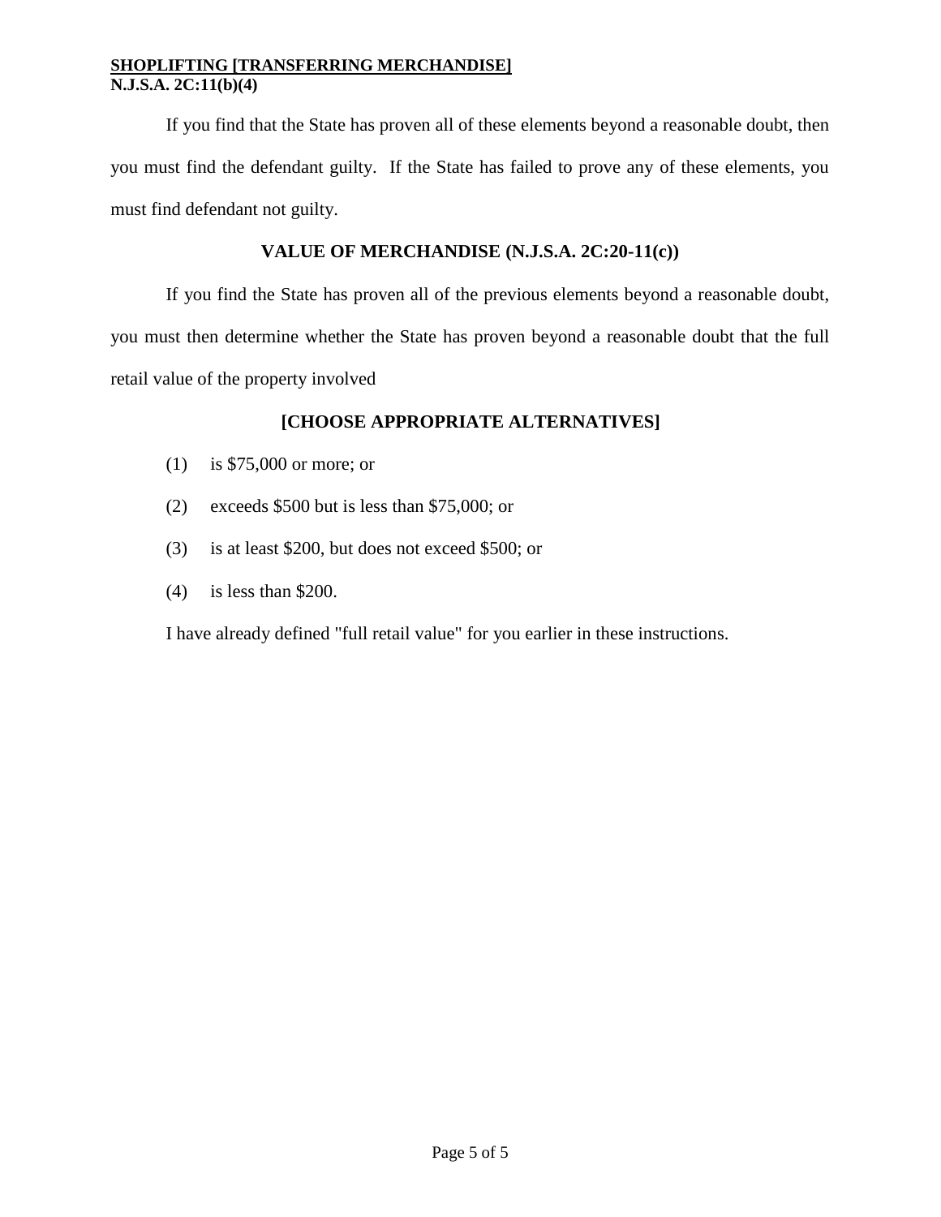If you find that the State has proven all of these elements beyond a reasonable doubt, then you must find the defendant guilty. If the State has failed to prove any of these elements, you must find defendant not guilty.

## VALUE OF MERCHANDISE (N.J.S.A. 2C:20-11(c))

If you find the State has proven all of the previous elements beyond a reasonable doubt, you must then determine whether the State has proven beyond a reasonable doubt that the full retail value of the property involved

## [CHOOSE APPROPRIATE ALTERNATIVES]

(1) is $75,000 or more; or

(2) exceeds $500 but is less than $75,000; or

(3) is at least $200, but does not exceed $500; or

(4) is less than $200.

I have already defined "full retail value" for you earlier in these instructions.